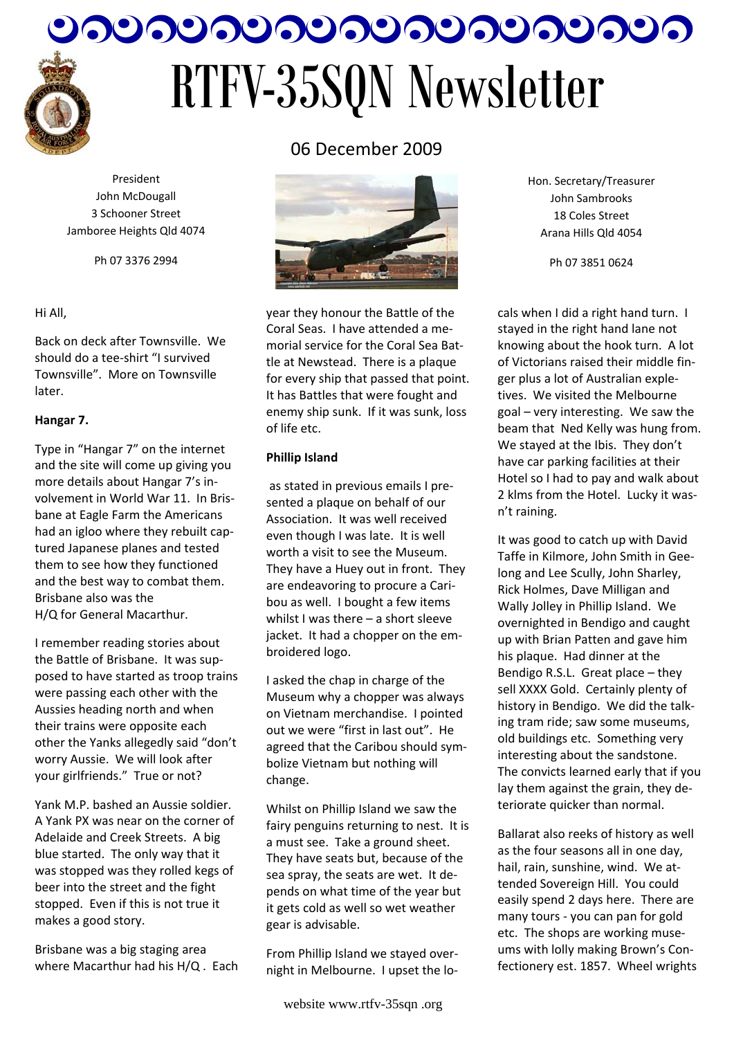# RTFV-35SQN Newsletter

06 December 2009

President
John McDougall
3 Schooner Street
Jamboree Heights Qld 4074

Ph 07 3376 2994

Hon. Secretary/Treasurer
John Sambrooks
18 Coles Street
Arana Hills Qld 4054

Ph 07 3851 0624

Hi All,

Back on deck after Townsville. We should do a tee-shirt "I survived Townsville". More on Townsville later.

**Hangar 7.**

Type in "Hangar 7" on the internet and the site will come up giving you more details about Hangar 7's involvement in World War 11. In Brisbane at Eagle Farm the Americans had an igloo where they rebuilt captured Japanese planes and tested them to see how they functioned and the best way to combat them. Brisbane also was the H/Q for General Macarthur.

I remember reading stories about the Battle of Brisbane. It was supposed to have started as troop trains were passing each other with the Aussies heading north and when their trains were opposite each other the Yanks allegedly said "don't worry Aussie. We will look after your girlfriends." True or not?

Yank M.P. bashed an Aussie soldier. A Yank PX was near on the corner of Adelaide and Creek Streets. A big blue started. The only way that it was stopped was they rolled kegs of beer into the street and the fight stopped. Even if this is not true it makes a good story.

Brisbane was a big staging area where Macarthur had his H/Q . Each year they honour the Battle of the Coral Seas. I have attended a memorial service for the Coral Sea Battle at Newstead. There is a plaque for every ship that passed that point. It has Battles that were fought and enemy ship sunk. If it was sunk, loss of life etc.

**Phillip Island**

as stated in previous emails I presented a plaque on behalf of our Association. It was well received even though I was late. It is well worth a visit to see the Museum. They have a Huey out in front. They are endeavoring to procure a Caribou as well. I bought a few items whilst I was there – a short sleeve jacket. It had a chopper on the embroidered logo.

I asked the chap in charge of the Museum why a chopper was always on Vietnam merchandise. I pointed out we were "first in last out". He agreed that the Caribou should symbolize Vietnam but nothing will change.

Whilst on Phillip Island we saw the fairy penguins returning to nest. It is a must see. Take a ground sheet. They have seats but, because of the sea spray, the seats are wet. It depends on what time of the year but it gets cold as well so wet weather gear is advisable.

From Phillip Island we stayed overnight in Melbourne. I upset the locals when I did a right hand turn. I stayed in the right hand lane not knowing about the hook turn. A lot of Victorians raised their middle finger plus a lot of Australian expletives. We visited the Melbourne goal – very interesting. We saw the beam that Ned Kelly was hung from. We stayed at the Ibis. They don't have car parking facilities at their Hotel so I had to pay and walk about 2 klms from the Hotel. Lucky it wasn't raining.

It was good to catch up with David Taffe in Kilmore, John Smith in Geelong and Lee Scully, John Sharley, Rick Holmes, Dave Milligan and Wally Jolley in Phillip Island. We overnighted in Bendigo and caught up with Brian Patten and gave him his plaque. Had dinner at the Bendigo R.S.L. Great place – they sell XXXX Gold. Certainly plenty of history in Bendigo. We did the talking tram ride; saw some museums, old buildings etc. Something very interesting about the sandstone. The convicts learned early that if you lay them against the grain, they deteriorate quicker than normal.

Ballarat also reeks of history as well as the four seasons all in one day, hail, rain, sunshine, wind. We attended Sovereign Hill. You could easily spend 2 days here. There are many tours - you can pan for gold etc. The shops are working museums with lolly making Brown's Confectionery est. 1857. Wheel wrights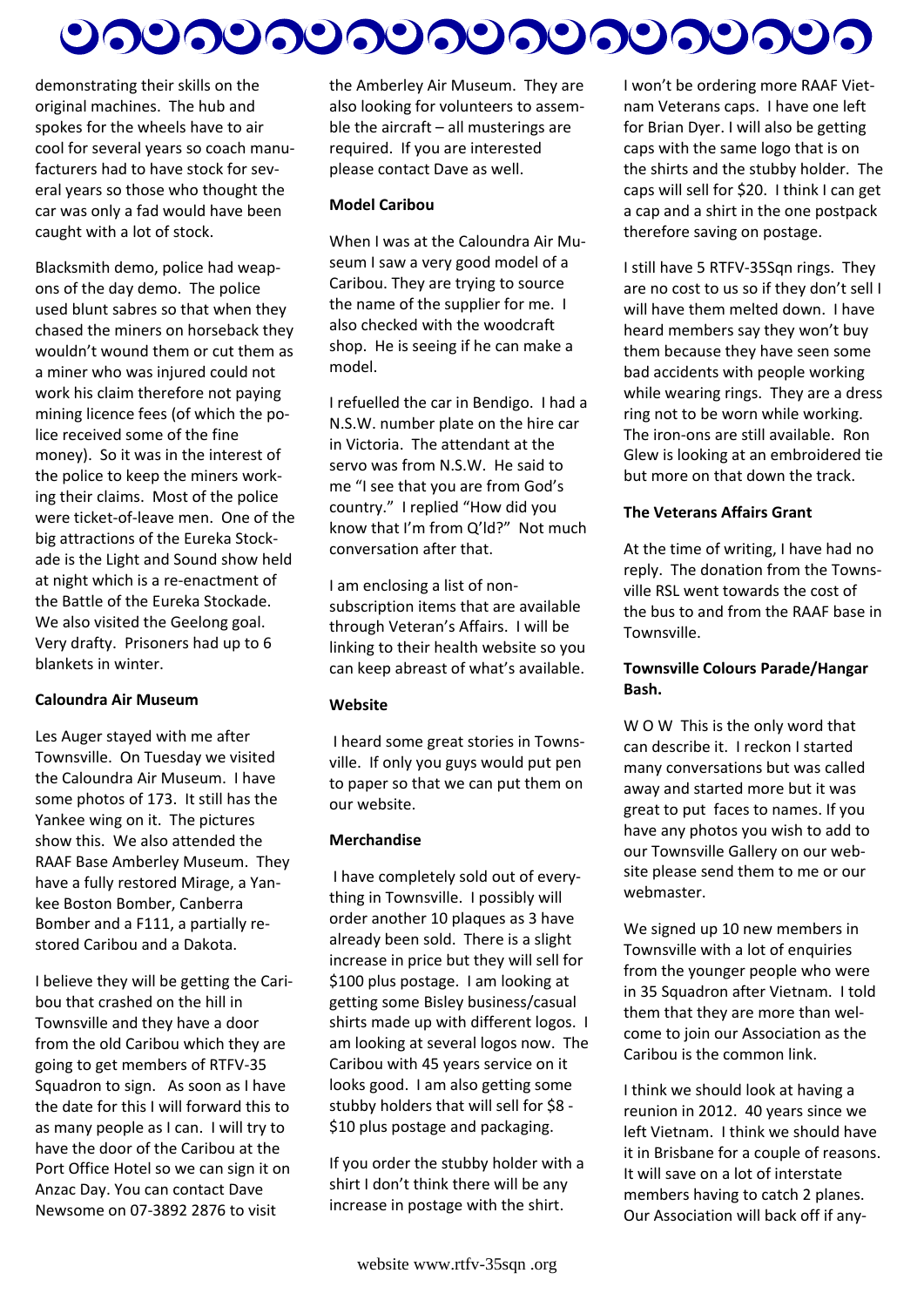demonstrating their skills on the original machines. The hub and spokes for the wheels have to air cool for several years so coach manufacturers had to have stock for several years so those who thought the car was only a fad would have been caught with a lot of stock.

Blacksmith demo, police had weapons of the day demo. The police used blunt sabres so that when they chased the miners on horseback they wouldn't wound them or cut them as a miner who was injured could not work his claim therefore not paying mining licence fees (of which the police received some of the fine money). So it was in the interest of the police to keep the miners working their claims. Most of the police were ticket-of-leave men. One of the big attractions of the Eureka Stockade is the Light and Sound show held at night which is a re-enactment of the Battle of the Eureka Stockade. We also visited the Geelong goal. Very drafty. Prisoners had up to 6 blankets in winter.

**Caloundra Air Museum**

Les Auger stayed with me after Townsville. On Tuesday we visited the Caloundra Air Museum. I have some photos of 173. It still has the Yankee wing on it. The pictures show this. We also attended the RAAF Base Amberley Museum. They have a fully restored Mirage, a Yankee Boston Bomber, Canberra Bomber and a F111, a partially restored Caribou and a Dakota.

I believe they will be getting the Caribou that crashed on the hill in Townsville and they have a door from the old Caribou which they are going to get members of RTFV-35 Squadron to sign. As soon as I have the date for this I will forward this to as many people as I can. I will try to have the door of the Caribou at the Port Office Hotel so we can sign it on Anzac Day. You can contact Dave Newsome on 07-3892 2876 to visit the Amberley Air Museum. They are also looking for volunteers to assemble the aircraft – all musterings are required. If you are interested please contact Dave as well.

**Model Caribou**

When I was at the Caloundra Air Museum I saw a very good model of a Caribou. They are trying to source the name of the supplier for me. I also checked with the woodcraft shop. He is seeing if he can make a model.

I refuelled the car in Bendigo. I had a N.S.W. number plate on the hire car in Victoria. The attendant at the servo was from N.S.W. He said to me "I see that you are from God's country." I replied "How did you know that I'm from Q'ld?" Not much conversation after that.

I am enclosing a list of non-subscription items that are available through Veteran's Affairs. I will be linking to their health website so you can keep abreast of what's available.

**Website**

I heard some great stories in Townsville. If only you guys would put pen to paper so that we can put them on our website.

**Merchandise**

I have completely sold out of everything in Townsville. I possibly will order another 10 plaques as 3 have already been sold. There is a slight increase in price but they will sell for $100 plus postage. I am looking at getting some Bisley business/casual shirts made up with different logos. I am looking at several logos now. The Caribou with 45 years service on it looks good. I am also getting some stubby holders that will sell for $8 - $10 plus postage and packaging.

If you order the stubby holder with a shirt I don't think there will be any increase in postage with the shirt.

I won't be ordering more RAAF Vietnam Veterans caps. I have one left for Brian Dyer. I will also be getting caps with the same logo that is on the shirts and the stubby holder. The caps will sell for $20. I think I can get a cap and a shirt in the one postpack therefore saving on postage.

I still have 5 RTFV-35Sqn rings. They are no cost to us so if they don't sell I will have them melted down. I have heard members say they won't buy them because they have seen some bad accidents with people working while wearing rings. They are a dress ring not to be worn while working. The iron-ons are still available. Ron Glew is looking at an embroidered tie but more on that down the track.

**The Veterans Affairs Grant**

At the time of writing, I have had no reply. The donation from the Townsville RSL went towards the cost of the bus to and from the RAAF base in Townsville.

**Townsville Colours Parade/Hangar Bash.**

W O W This is the only word that can describe it. I reckon I started many conversations but was called away and started more but it was great to put faces to names. If you have any photos you wish to add to our Townsville Gallery on our website please send them to me or our webmaster.

We signed up 10 new members in Townsville with a lot of enquiries from the younger people who were in 35 Squadron after Vietnam. I told them that they are more than welcome to join our Association as the Caribou is the common link.

I think we should look at having a reunion in 2012. 40 years since we left Vietnam. I think we should have it in Brisbane for a couple of reasons. It will save on a lot of interstate members having to catch 2 planes. Our Association will back off if any-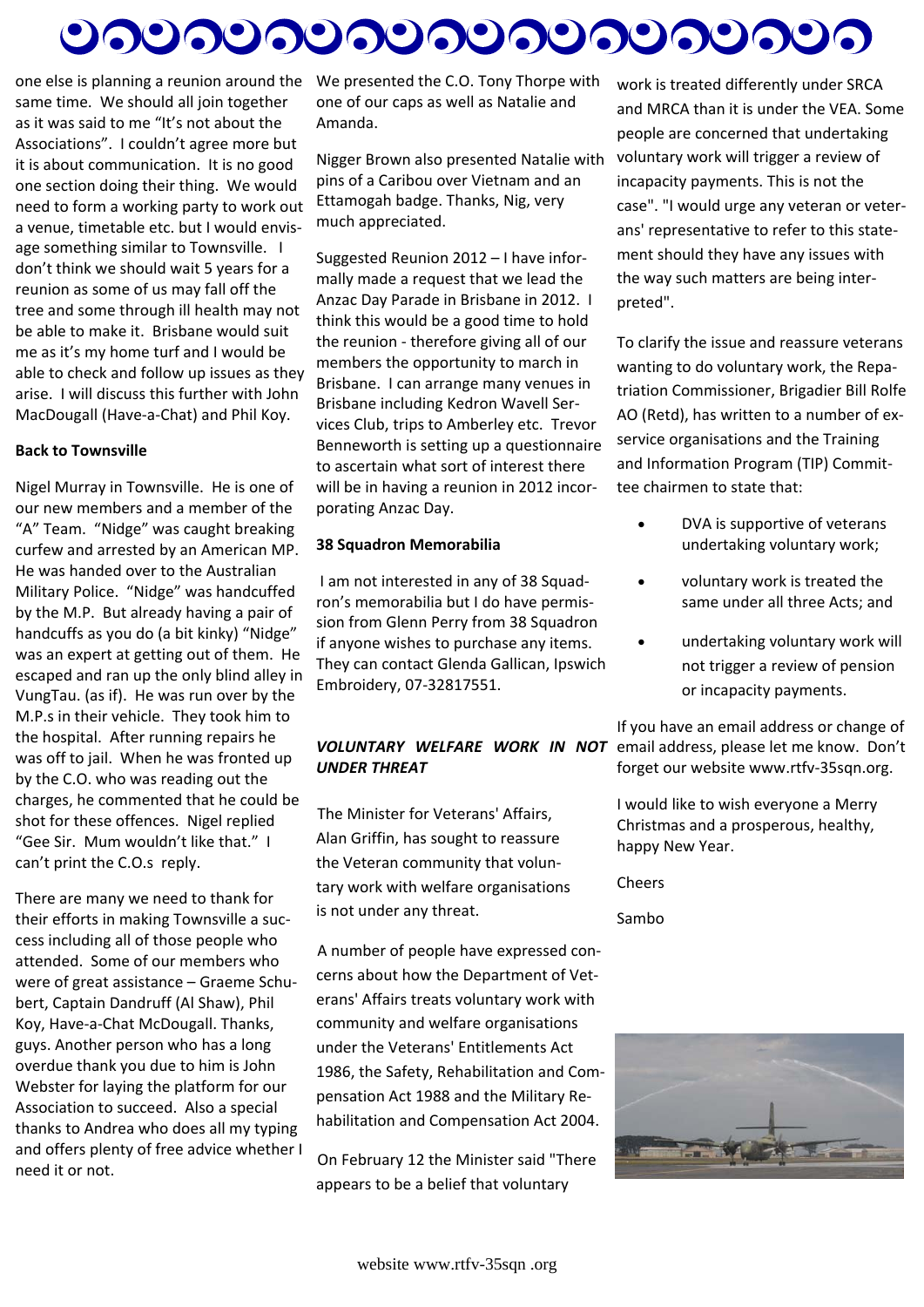one else is planning a reunion around the same time. We should all join together as it was said to me "It's not about the Associations". I couldn't agree more but it is about communication. It is no good one section doing their thing. We would need to form a working party to work out a venue, timetable etc. but I would envisage something similar to Townsville. I don't think we should wait 5 years for a reunion as some of us may fall off the tree and some through ill health may not be able to make it. Brisbane would suit me as it's my home turf and I would be able to check and follow up issues as they arise. I will discuss this further with John MacDougall (Have-a-Chat) and Phil Koy.

**Back to Townsville**

Nigel Murray in Townsville. He is one of our new members and a member of the "A" Team. "Nidge" was caught breaking curfew and arrested by an American MP. He was handed over to the Australian Military Police. "Nidge" was handcuffed by the M.P. But already having a pair of handcuffs as you do (a bit kinky) "Nidge" was an expert at getting out of them. He escaped and ran up the only blind alley in VungTau. (as if). He was run over by the M.P.s in their vehicle. They took him to the hospital. After running repairs he was off to jail. When he was fronted up by the C.O. who was reading out the charges, he commented that he could be shot for these offences. Nigel replied "Gee Sir. Mum wouldn't like that." I can't print the C.O.s reply.

There are many we need to thank for their efforts in making Townsville a success including all of those people who attended. Some of our members who were of great assistance – Graeme Schubert, Captain Dandruff (Al Shaw), Phil Koy, Have-a-Chat McDougall. Thanks, guys. Another person who has a long overdue thank you due to him is John Webster for laying the platform for our Association to succeed. Also a special thanks to Andrea who does all my typing and offers plenty of free advice whether I need it or not.

We presented the C.O. Tony Thorpe with one of our caps as well as Natalie and Amanda.

Nigger Brown also presented Natalie with pins of a Caribou over Vietnam and an Ettamogah badge. Thanks, Nig, very much appreciated.

Suggested Reunion 2012 – I have informally made a request that we lead the Anzac Day Parade in Brisbane in 2012. I think this would be a good time to hold the reunion - therefore giving all of our members the opportunity to march in Brisbane. I can arrange many venues in Brisbane including Kedron Wavell Services Club, trips to Amberley etc. Trevor Benneworth is setting up a questionnaire to ascertain what sort of interest there will be in having a reunion in 2012 incorporating Anzac Day.

**38 Squadron Memorabilia**

I am not interested in any of 38 Squadron's memorabilia but I do have permission from Glenn Perry from 38 Squadron if anyone wishes to purchase any items. They can contact Glenda Gallican, Ipswich Embroidery, 07-32817551.

***VOLUNTARY WELFARE WORK IN NOT UNDER THREAT***

The Minister for Veterans' Affairs, Alan Griffin, has sought to reassure the Veteran community that voluntary work with welfare organisations is not under any threat.

A number of people have expressed concerns about how the Department of Veterans' Affairs treats voluntary work with community and welfare organisations under the Veterans' Entitlements Act 1986, the Safety, Rehabilitation and Compensation Act 1988 and the Military Rehabilitation and Compensation Act 2004.

On February 12 the Minister said "There appears to be a belief that voluntary work is treated differently under SRCA and MRCA than it is under the VEA. Some people are concerned that undertaking voluntary work will trigger a review of incapacity payments. This is not the case". "I would urge any veteran or veterans' representative to refer to this statement should they have any issues with the way such matters are being interpreted".

To clarify the issue and reassure veterans wanting to do voluntary work, the Repatriation Commissioner, Brigadier Bill Rolfe AO (Retd), has written to a number of ex-service organisations and the Training and Information Program (TIP) Committee chairmen to state that:

- DVA is supportive of veterans undertaking voluntary work;
- voluntary work is treated the same under all three Acts; and
- undertaking voluntary work will not trigger a review of pension or incapacity payments.

If you have an email address or change of email address, please let me know. Don't forget our website www.rtfv-35sqn.org.

I would like to wish everyone a Merry Christmas and a prosperous, healthy, happy New Year.

Cheers

Sambo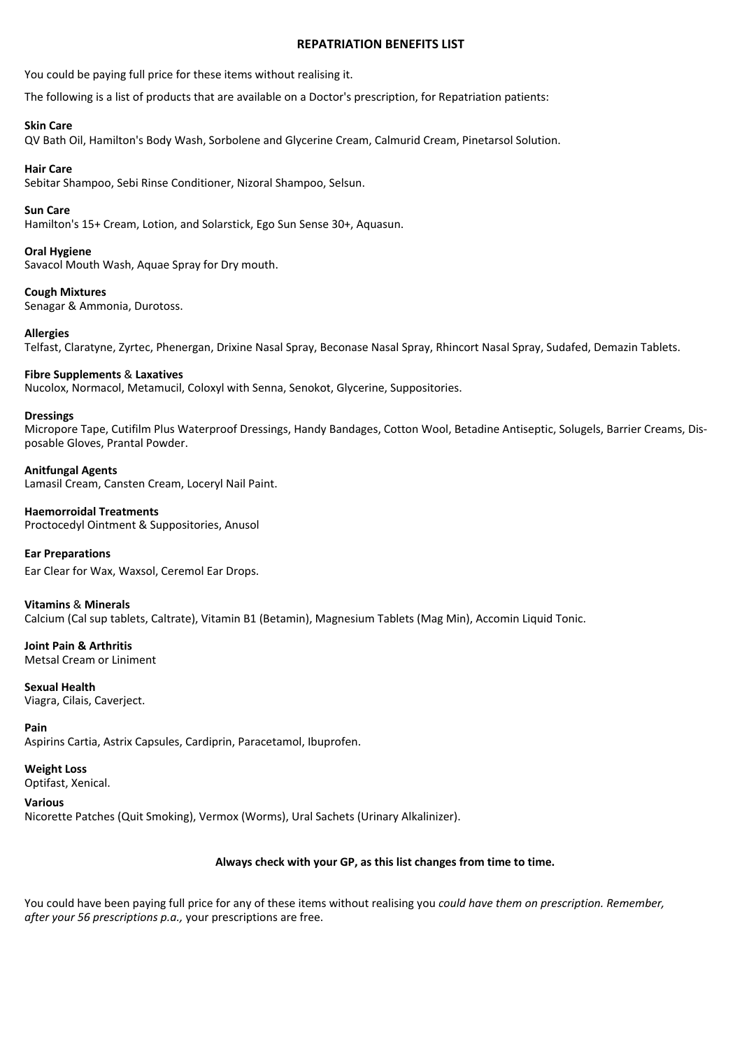## REPATRIATION BENEFITS LIST

You could be paying full price for these items without realising it.

The following is a list of products that are available on a Doctor's prescription, for Repatriation patients:

**Skin Care**
QV Bath Oil, Hamilton's Body Wash, Sorbolene and Glycerine Cream, Calmurid Cream, Pinetarsol Solution.

**Hair Care**
Sebitar Shampoo, Sebi Rinse Conditioner, Nizoral Shampoo, Selsun.

**Sun Care**
Hamilton's 15+ Cream, Lotion, and Solarstick, Ego Sun Sense 30+, Aquasun.

**Oral Hygiene**
Savacol Mouth Wash, Aquae Spray for Dry mouth.

**Cough Mixtures**
Senagar & Ammonia, Durotoss.

**Allergies**
Telfast, Claratyne, Zyrtec, Phenergan, Drixine Nasal Spray, Beconase Nasal Spray, Rhincort Nasal Spray, Sudafed, Demazin Tablets.

**Fibre Supplements** & **Laxatives**
Nucolox, Normacol, Metamucil, Coloxyl with Senna, Senokot, Glycerine, Suppositories.

**Dressings**
Micropore Tape, Cutifilm Plus Waterproof Dressings, Handy Bandages, Cotton Wool, Betadine Antiseptic, Solugels, Barrier Creams, Disposable Gloves, Prantal Powder.

**Anitfungal Agents**
Lamasil Cream, Cansten Cream, Loceryl Nail Paint.

**Haemorroidal Treatments**
Proctocedyl Ointment & Suppositories, Anusol

**Ear Preparations**
Ear Clear for Wax, Waxsol, Ceremol Ear Drops.

**Vitamins** & **Minerals**
Calcium (Cal sup tablets, Caltrate), Vitamin B1 (Betamin), Magnesium Tablets (Mag Min), Accomin Liquid Tonic.

**Joint Pain & Arthritis**
Metsal Cream or Liniment

**Sexual Health**
Viagra, Cilais, Caverject.

**Pain**
Aspirins Cartia, Astrix Capsules, Cardiprin, Paracetamol, Ibuprofen.

**Weight Loss**
Optifast, Xenical.

**Various**
Nicorette Patches (Quit Smoking), Vermox (Worms), Ural Sachets (Urinary Alkalinizer).

**Always check with your GP, as this list changes from time to time.**

You could have been paying full price for any of these items without realising you *could have them on prescription. Remember, after your 56 prescriptions p.a.,* your prescriptions are free.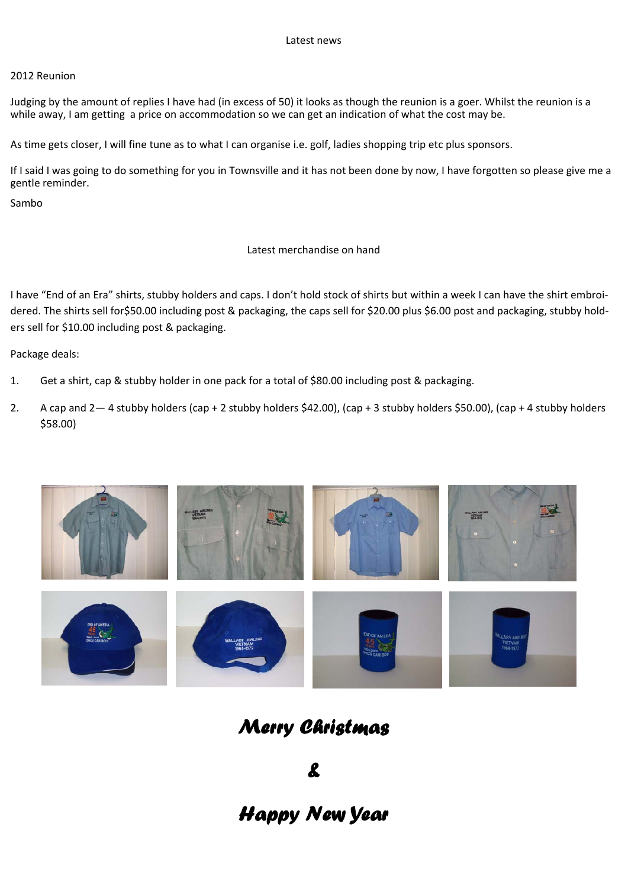## Latest news

### 2012 Reunion

Judging by the amount of replies I have had (in excess of 50) it looks as though the reunion is a goer. Whilst the reunion is a while away, I am getting a price on accommodation so we can get an indication of what the cost may be.

As time gets closer, I will fine tune as to what I can organise i.e. golf, ladies shopping trip etc plus sponsors.

If I said I was going to do something for you in Townsville and it has not been done by now, I have forgotten so please give me a gentle reminder.

Sambo

## Latest merchandise on hand

I have "End of an Era" shirts, stubby holders and caps. I don't hold stock of shirts but within a week I can have the shirt embroidered. The shirts sell for$50.00 including post & packaging, the caps sell for $20.00 plus $6.00 post and packaging, stubby holders sell for $10.00 including post & packaging.

Package deals:

1. Get a shirt, cap & stubby holder in one pack for a total of $80.00 including post & packaging.
2. A cap and 2— 4 stubby holders (cap + 2 stubby holders $42.00), (cap + 3 stubby holders $50.00), (cap + 4 stubby holders $58.00)

***Merry Christmas***

***&***

***Happy New Year***